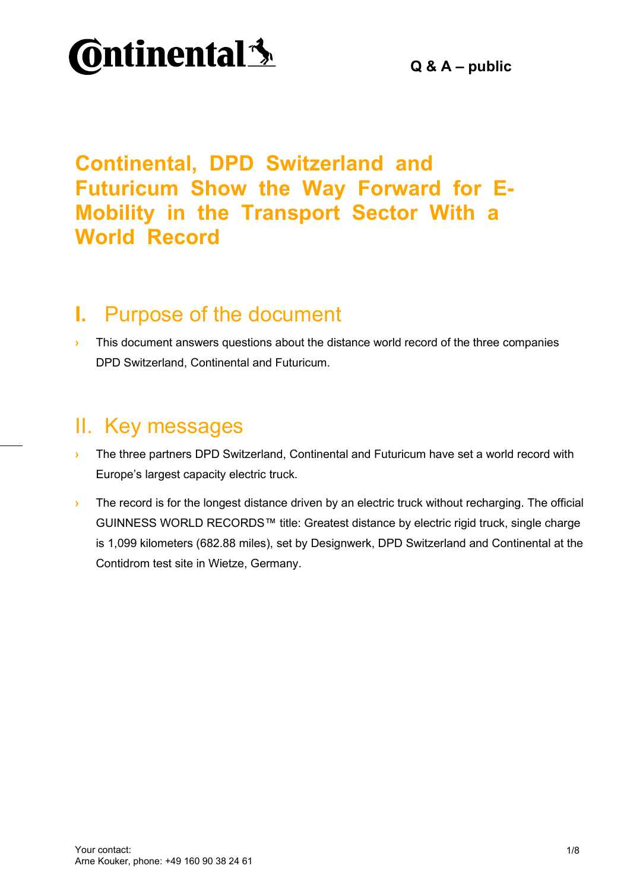Q & A – public

# Continental, DPD Switzerland and Futuricum Show the Way Forward for E-Mobility in the Transport Sector With a World Record

## I. Purpose of the document

- This document answers questions about the distance world record of the three companies DPD Switzerland, Continental and Futuricum.

## II. Key messages

- The three partners DPD Switzerland, Continental and Futuricum have set a world record with Europe's largest capacity electric truck.
- The record is for the longest distance driven by an electric truck without recharging. The official GUINNESS WORLD RECORDS™ title: Greatest distance by electric rigid truck, single charge is 1,099 kilometers (682.88 miles), set by Designwerk, DPD Switzerland and Continental at the Contidrom test site in Wietze, Germany.

Your contact:
Arne Kouker, phone: +49 160 90 38 24 61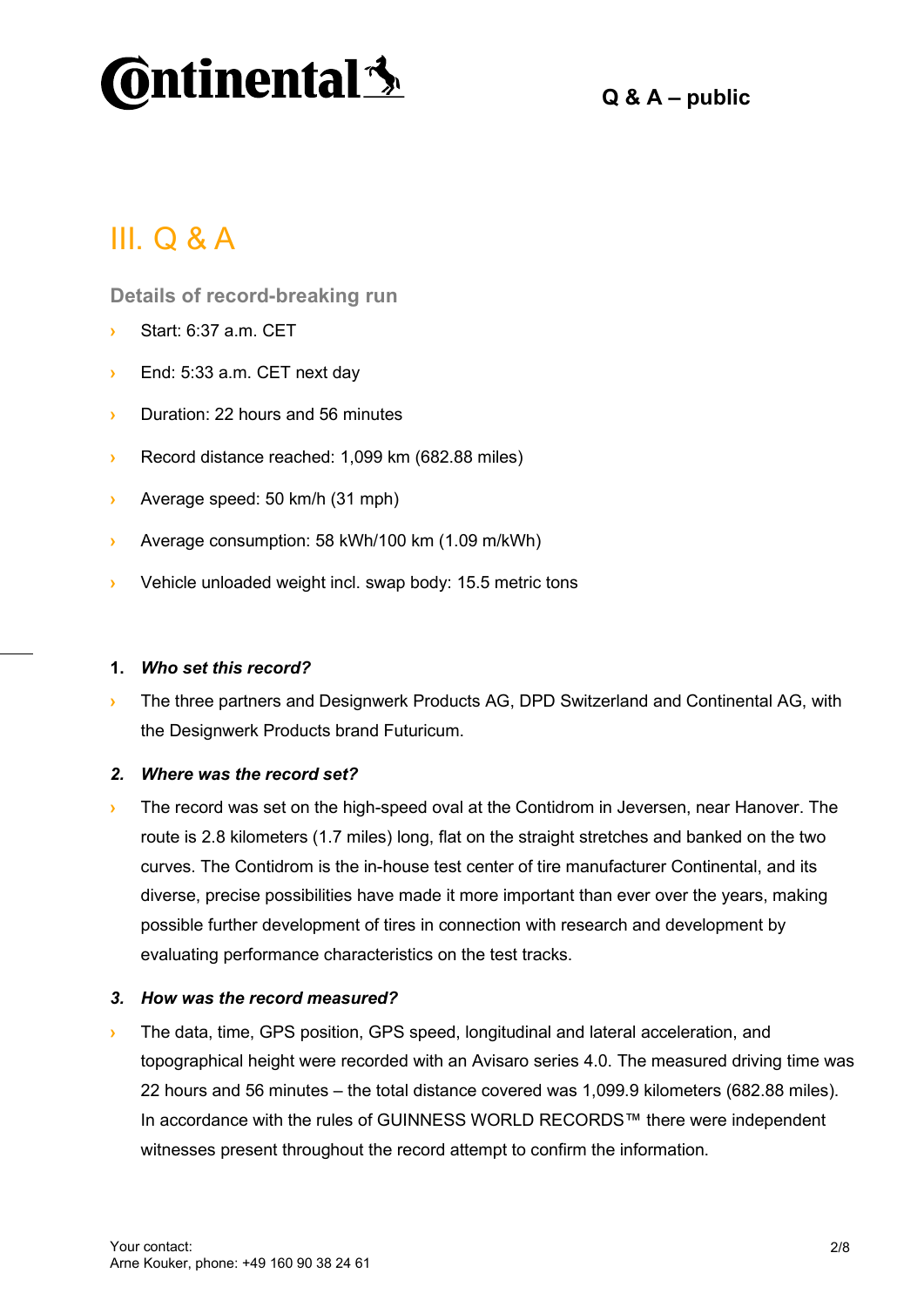## III. Q & A

### Details of record-breaking run

- Start: 6:37 a.m. CET
- End: 5:33 a.m. CET next day
- Duration: 22 hours and 56 minutes
- Record distance reached: 1,099 km (682.88 miles)
- Average speed: 50 km/h (31 mph)
- Average consumption: 58 kWh/100 km (1.09 m/kWh)
- Vehicle unloaded weight incl. swap body: 15.5 metric tons

**1. *Who set this record?***

- The three partners and Designwerk Products AG, DPD Switzerland and Continental AG, with the Designwerk Products brand Futuricum.

***2. Where was the record set?***

- The record was set on the high-speed oval at the Contidrom in Jeversen, near Hanover. The route is 2.8 kilometers (1.7 miles) long, flat on the straight stretches and banked on the two curves. The Contidrom is the in-house test center of tire manufacturer Continental, and its diverse, precise possibilities have made it more important than ever over the years, making possible further development of tires in connection with research and development by evaluating performance characteristics on the test tracks.

***3. How was the record measured?***

- The data, time, GPS position, GPS speed, longitudinal and lateral acceleration, and topographical height were recorded with an Avisaro series 4.0. The measured driving time was 22 hours and 56 minutes – the total distance covered was 1,099.9 kilometers (682.88 miles). In accordance with the rules of GUINNESS WORLD RECORDS™ there were independent witnesses present throughout the record attempt to confirm the information.

Your contact:
Arne Kouker, phone: +49 160 90 38 24 61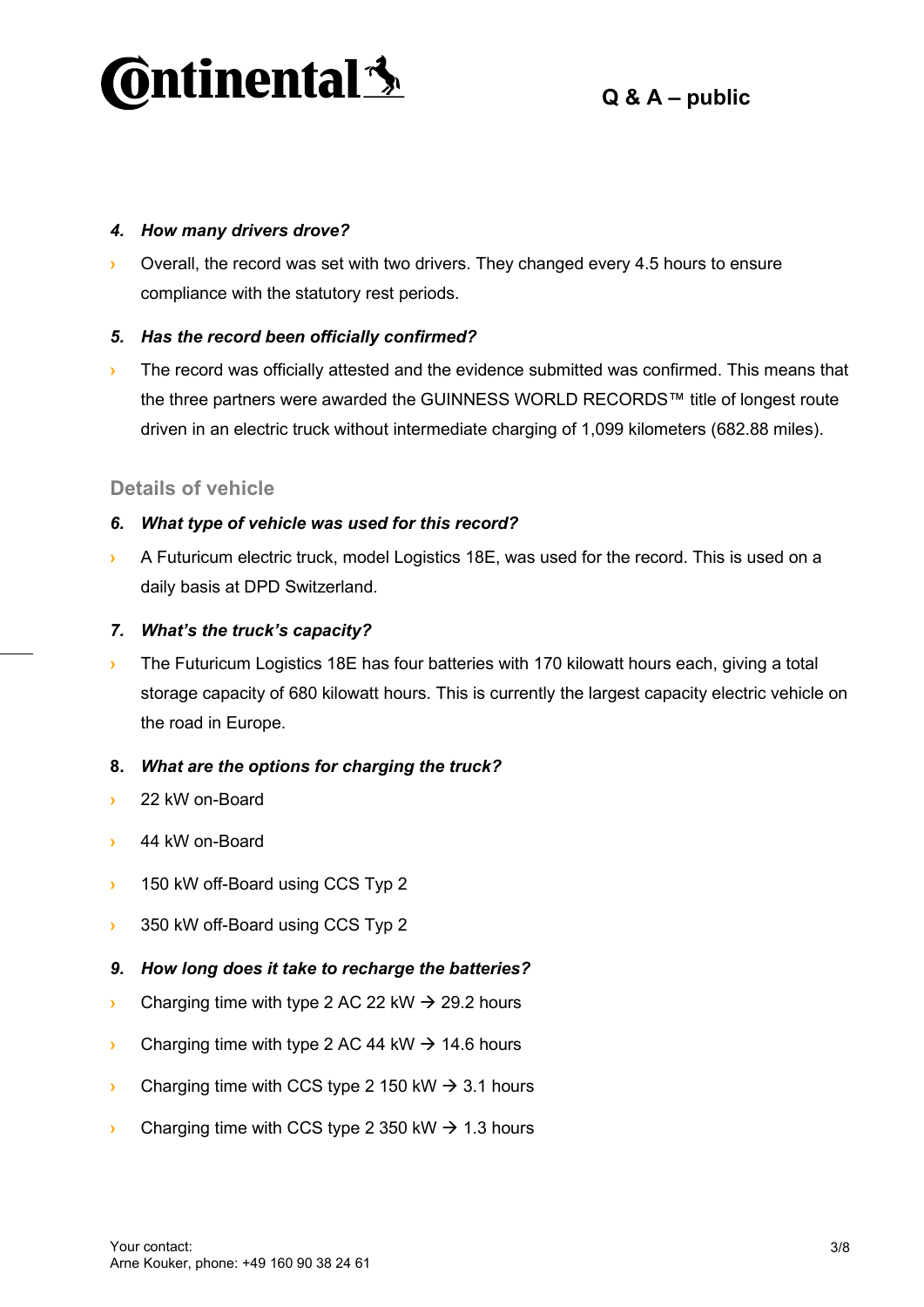***4. How many drivers drove?***

- Overall, the record was set with two drivers. They changed every 4.5 hours to ensure compliance with the statutory rest periods.

***5. Has the record been officially confirmed?***

- The record was officially attested and the evidence submitted was confirmed. This means that the three partners were awarded the GUINNESS WORLD RECORDS™ title of longest route driven in an electric truck without intermediate charging of 1,099 kilometers (682.88 miles).

## Details of vehicle

***6. What type of vehicle was used for this record?***

- A Futuricum electric truck, model Logistics 18E, was used for the record. This is used on a daily basis at DPD Switzerland.

***7. What's the truck's capacity?***

- The Futuricum Logistics 18E has four batteries with 170 kilowatt hours each, giving a total storage capacity of 680 kilowatt hours. This is currently the largest capacity electric vehicle on the road in Europe.

**8.** ***What are the options for charging the truck?***

- 22 kW on-Board
- 44 kW on-Board
- 150 kW off-Board using CCS Typ 2
- 350 kW off-Board using CCS Typ 2

***9. How long does it take to recharge the batteries?***

- Charging time with type 2 AC 22 kW → 29.2 hours
- Charging time with type 2 AC 44 kW → 14.6 hours
- Charging time with CCS type 2 150 kW → 3.1 hours
- Charging time with CCS type 2 350 kW → 1.3 hours

Your contact:
Arne Kouker, phone: +49 160 90 38 24 61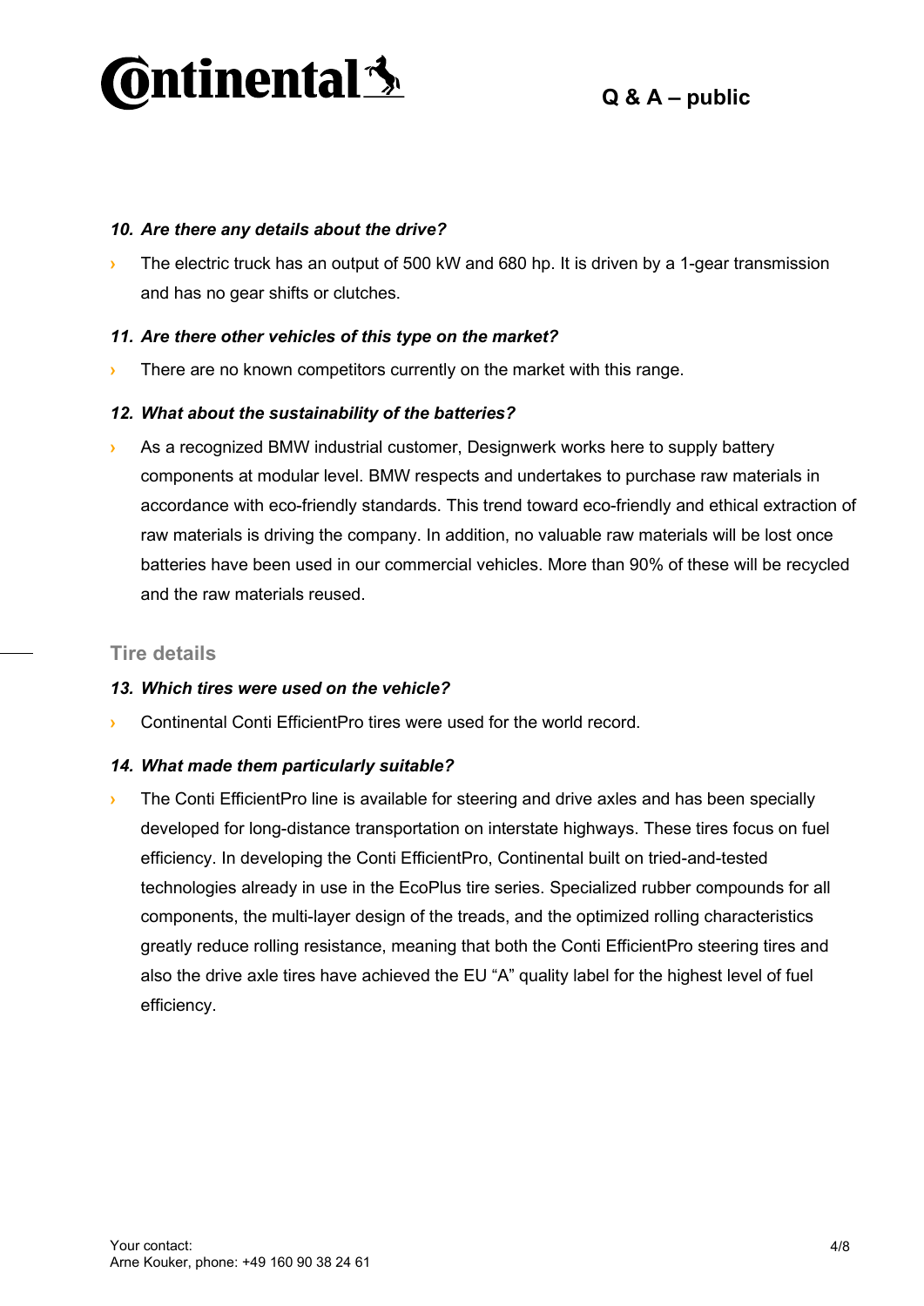***10. Are there any details about the drive?***

- The electric truck has an output of 500 kW and 680 hp. It is driven by a 1-gear transmission and has no gear shifts or clutches.

***11. Are there other vehicles of this type on the market?***

- There are no known competitors currently on the market with this range.

***12. What about the sustainability of the batteries?***

- As a recognized BMW industrial customer, Designwerk works here to supply battery components at modular level. BMW respects and undertakes to purchase raw materials in accordance with eco-friendly standards. This trend toward eco-friendly and ethical extraction of raw materials is driving the company. In addition, no valuable raw materials will be lost once batteries have been used in our commercial vehicles. More than 90% of these will be recycled and the raw materials reused.

## Tire details

***13. Which tires were used on the vehicle?***

- Continental Conti EfficientPro tires were used for the world record.

***14. What made them particularly suitable?***

- The Conti EfficientPro line is available for steering and drive axles and has been specially developed for long-distance transportation on interstate highways. These tires focus on fuel efficiency. In developing the Conti EfficientPro, Continental built on tried-and-tested technologies already in use in the EcoPlus tire series. Specialized rubber compounds for all components, the multi-layer design of the treads, and the optimized rolling characteristics greatly reduce rolling resistance, meaning that both the Conti EfficientPro steering tires and also the drive axle tires have achieved the EU "A" quality label for the highest level of fuel efficiency.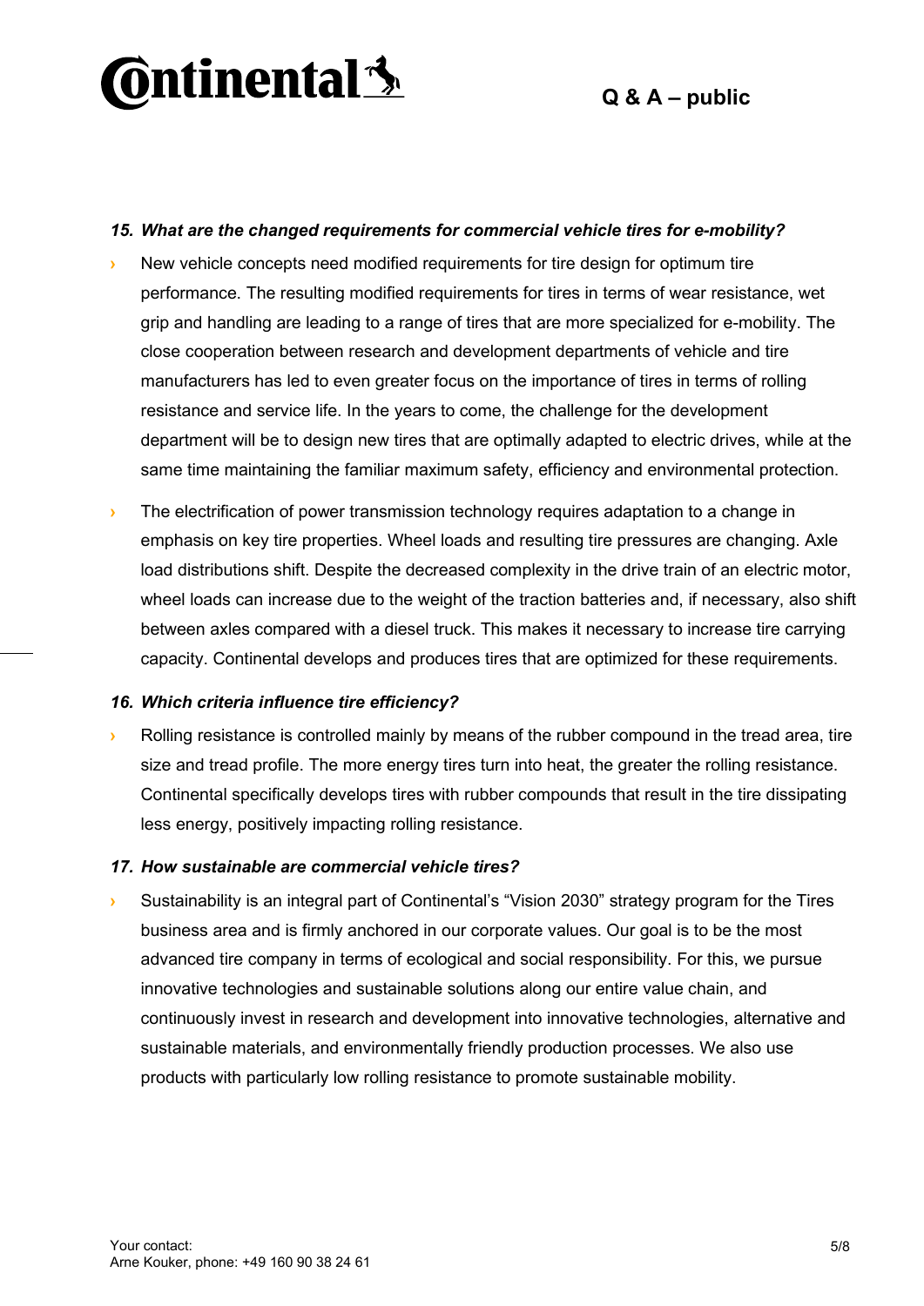### *15. What are the changed requirements for commercial vehicle tires for e-mobility?*

- New vehicle concepts need modified requirements for tire design for optimum tire performance. The resulting modified requirements for tires in terms of wear resistance, wet grip and handling are leading to a range of tires that are more specialized for e-mobility. The close cooperation between research and development departments of vehicle and tire manufacturers has led to even greater focus on the importance of tires in terms of rolling resistance and service life. In the years to come, the challenge for the development department will be to design new tires that are optimally adapted to electric drives, while at the same time maintaining the familiar maximum safety, efficiency and environmental protection.
- The electrification of power transmission technology requires adaptation to a change in emphasis on key tire properties. Wheel loads and resulting tire pressures are changing. Axle load distributions shift. Despite the decreased complexity in the drive train of an electric motor, wheel loads can increase due to the weight of the traction batteries and, if necessary, also shift between axles compared with a diesel truck. This makes it necessary to increase tire carrying capacity. Continental develops and produces tires that are optimized for these requirements.

### *16. Which criteria influence tire efficiency?*

- Rolling resistance is controlled mainly by means of the rubber compound in the tread area, tire size and tread profile. The more energy tires turn into heat, the greater the rolling resistance. Continental specifically develops tires with rubber compounds that result in the tire dissipating less energy, positively impacting rolling resistance.

### *17. How sustainable are commercial vehicle tires?*

- Sustainability is an integral part of Continental's "Vision 2030" strategy program for the Tires business area and is firmly anchored in our corporate values. Our goal is to be the most advanced tire company in terms of ecological and social responsibility. For this, we pursue innovative technologies and sustainable solutions along our entire value chain, and continuously invest in research and development into innovative technologies, alternative and sustainable materials, and environmentally friendly production processes. We also use products with particularly low rolling resistance to promote sustainable mobility.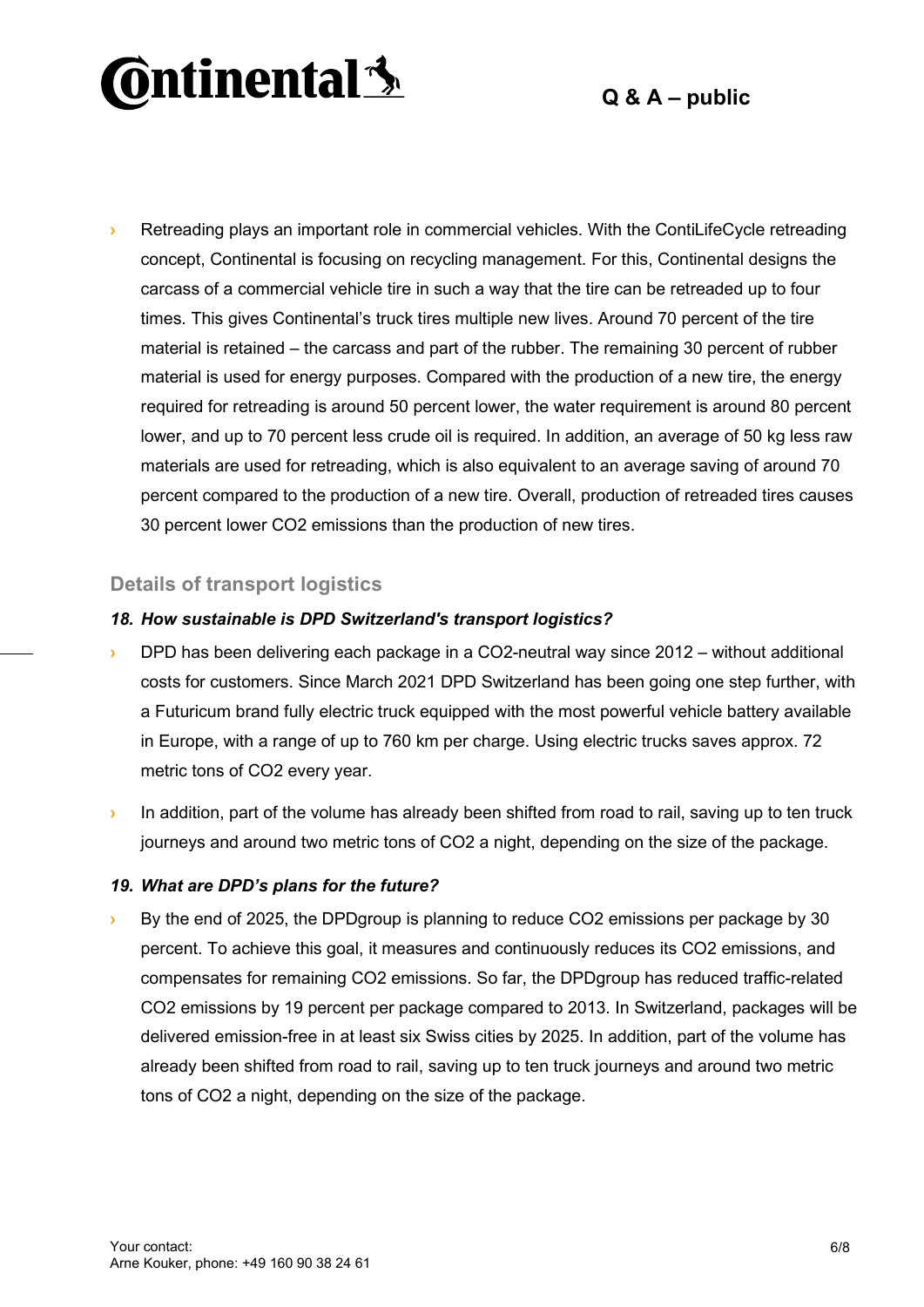- Retreading plays an important role in commercial vehicles. With the ContiLifeCycle retreading concept, Continental is focusing on recycling management. For this, Continental designs the carcass of a commercial vehicle tire in such a way that the tire can be retreaded up to four times. This gives Continental's truck tires multiple new lives. Around 70 percent of the tire material is retained – the carcass and part of the rubber. The remaining 30 percent of rubber material is used for energy purposes. Compared with the production of a new tire, the energy required for retreading is around 50 percent lower, the water requirement is around 80 percent lower, and up to 70 percent less crude oil is required. In addition, an average of 50 kg less raw materials are used for retreading, which is also equivalent to an average saving of around 70 percent compared to the production of a new tire. Overall, production of retreaded tires causes 30 percent lower $CO_2$ emissions than the production of new tires.

## Details of transport logistics

***18. How sustainable is DPD Switzerland's transport logistics?***

- DPD has been delivering each package in a $CO_2$-neutral way since 2012 – without additional costs for customers. Since March 2021 DPD Switzerland has been going one step further, with a Futuricum brand fully electric truck equipped with the most powerful vehicle battery available in Europe, with a range of up to 760 km per charge. Using electric trucks saves approx. 72 metric tons of $CO_2$ every year.
- In addition, part of the volume has already been shifted from road to rail, saving up to ten truck journeys and around two metric tons of $CO_2$ a night, depending on the size of the package.

***19. What are DPD's plans for the future?***

- By the end of 2025, the DPDgroup is planning to reduce $CO_2$ emissions per package by 30 percent. To achieve this goal, it measures and continuously reduces its $CO_2$ emissions, and compensates for remaining $CO_2$ emissions. So far, the DPDgroup has reduced traffic-related $CO_2$ emissions by 19 percent per package compared to 2013. In Switzerland, packages will be delivered emission-free in at least six Swiss cities by 2025. In addition, part of the volume has already been shifted from road to rail, saving up to ten truck journeys and around two metric tons of $CO_2$ a night, depending on the size of the package.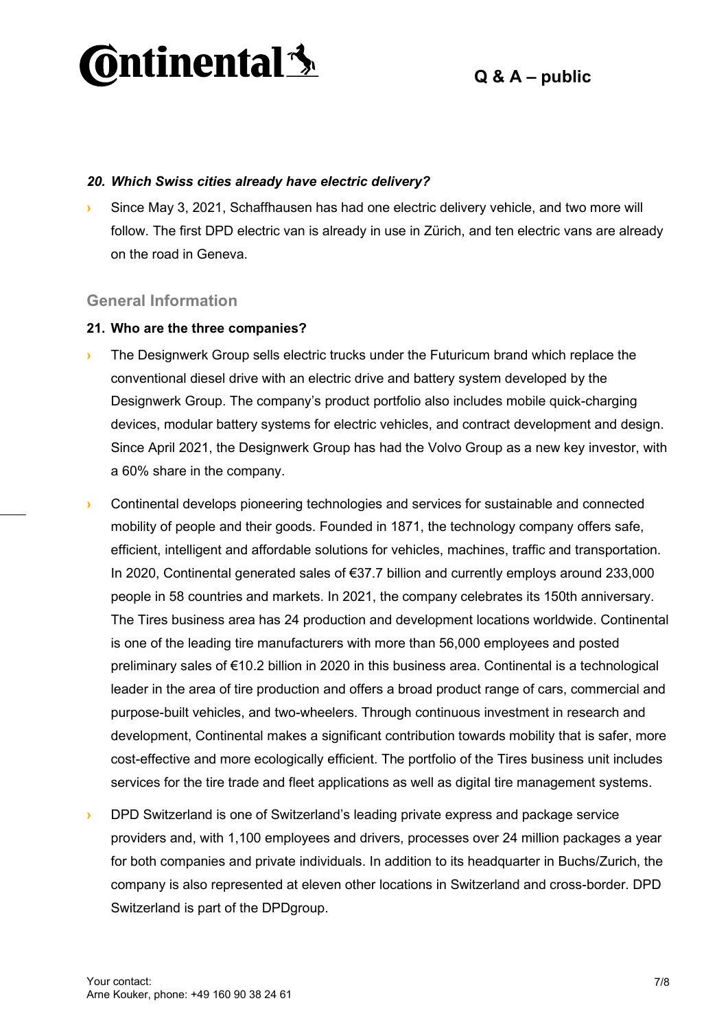### *20. Which Swiss cities already have electric delivery?*

- Since May 3, 2021, Schaffhausen has had one electric delivery vehicle, and two more will follow. The first DPD electric van is already in use in Zürich, and ten electric vans are already on the road in Geneva.

## General Information

### 21. Who are the three companies?

- The Designwerk Group sells electric trucks under the Futuricum brand which replace the conventional diesel drive with an electric drive and battery system developed by the Designwerk Group. The company's product portfolio also includes mobile quick-charging devices, modular battery systems for electric vehicles, and contract development and design. Since April 2021, the Designwerk Group has had the Volvo Group as a new key investor, with a 60% share in the company.
- Continental develops pioneering technologies and services for sustainable and connected mobility of people and their goods. Founded in 1871, the technology company offers safe, efficient, intelligent and affordable solutions for vehicles, machines, traffic and transportation. In 2020, Continental generated sales of €37.7 billion and currently employs around 233,000 people in 58 countries and markets. In 2021, the company celebrates its 150th anniversary. The Tires business area has 24 production and development locations worldwide. Continental is one of the leading tire manufacturers with more than 56,000 employees and posted preliminary sales of €10.2 billion in 2020 in this business area. Continental is a technological leader in the area of tire production and offers a broad product range of cars, commercial and purpose-built vehicles, and two-wheelers. Through continuous investment in research and development, Continental makes a significant contribution towards mobility that is safer, more cost-effective and more ecologically efficient. The portfolio of the Tires business unit includes services for the tire trade and fleet applications as well as digital tire management systems.
- DPD Switzerland is one of Switzerland's leading private express and package service providers and, with 1,100 employees and drivers, processes over 24 million packages a year for both companies and private individuals. In addition to its headquarter in Buchs/Zurich, the company is also represented at eleven other locations in Switzerland and cross-border. DPD Switzerland is part of the DPDgroup.

Your contact:
Arne Kouker, phone: +49 160 90 38 24 61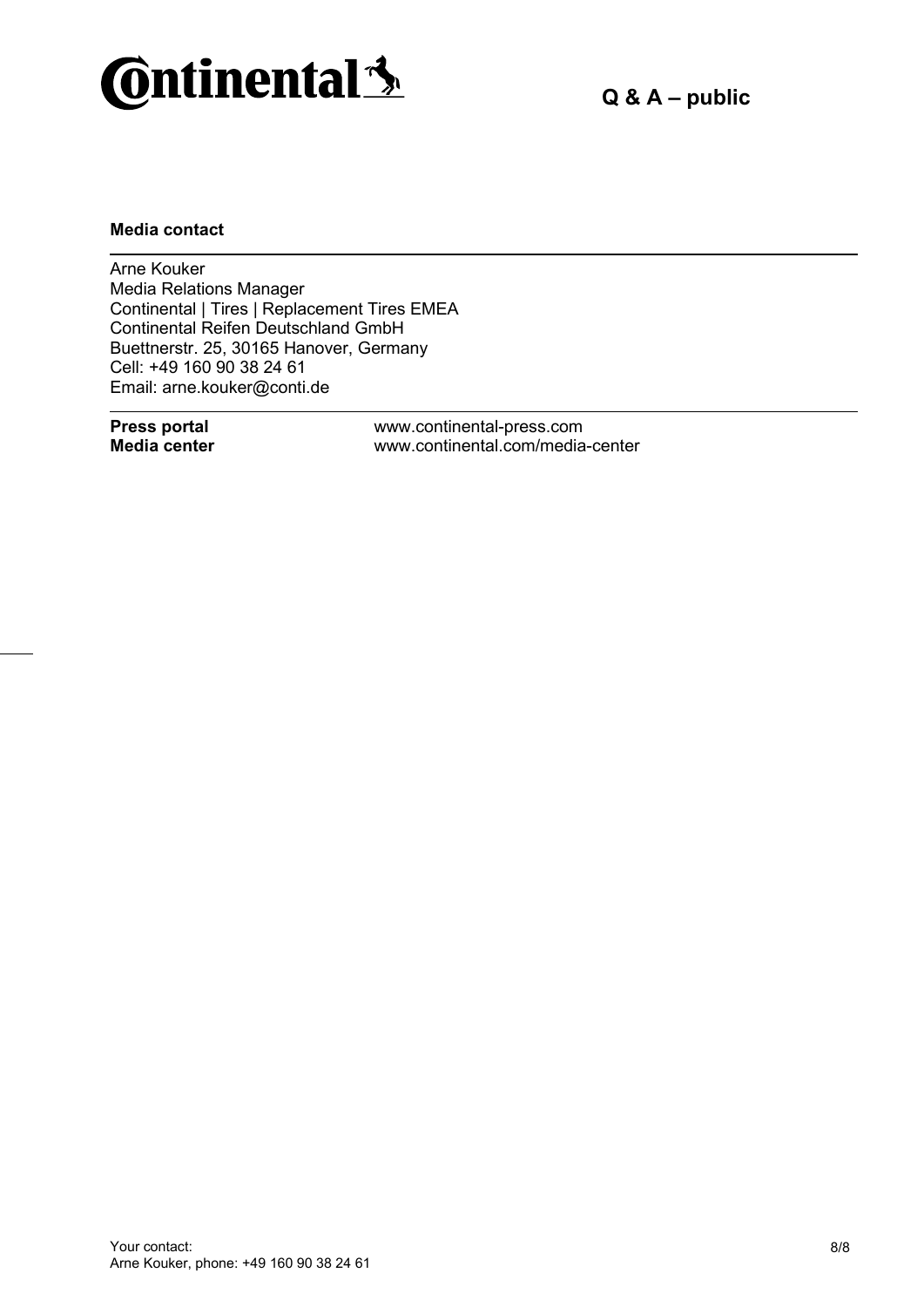**Media contact**

Arne Kouker
Media Relations Manager
Continental | Tires | Replacement Tires EMEA
Continental Reifen Deutschland GmbH
Buettnerstr. 25, 30165 Hanover, Germany
Cell: +49 160 90 38 24 61
Email: arne.kouker@conti.de

| | |
|---|---|
| **Press portal** | www.continental-press.com |
| **Media center** | www.continental.com/media-center |